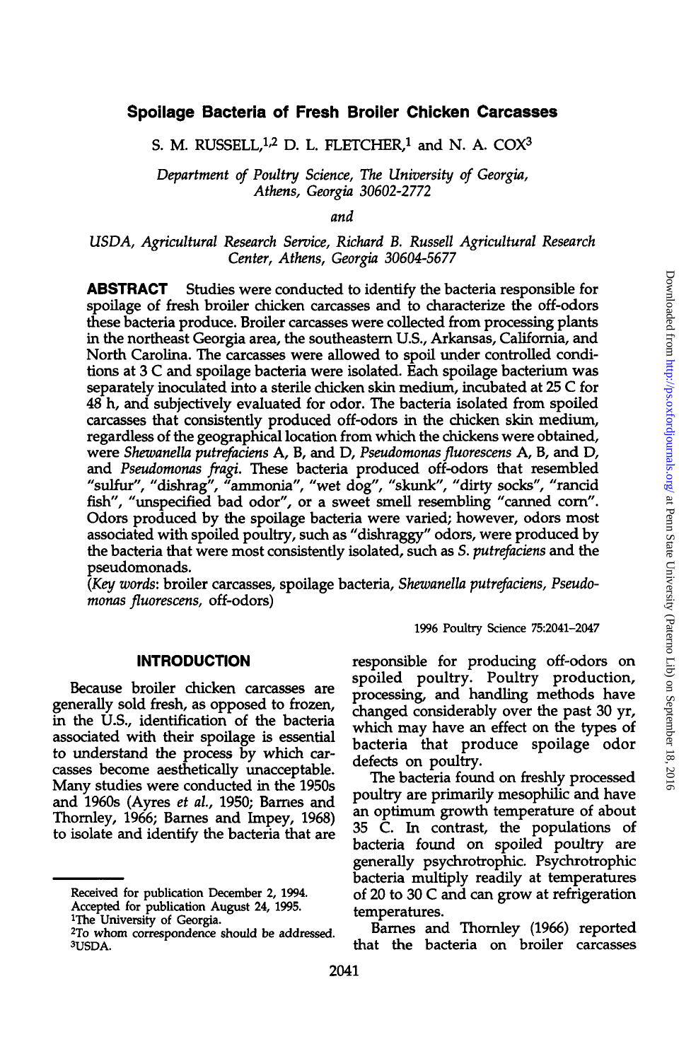# Spoilage Bacteria of Fresh Broiler Chicken Carcasses

S. M. RUSSELL,[1,2] D. L. FLETCHER,[1] and N. A. COX[3]

*Department of Poultry Science, The University of Georgia, Athens, Georgia 30602-2772*

*and*

*USDA, Agricultural Research Service, Richard B. Russell Agricultural Research Center, Athens, Georgia 30604-5677*

**ABSTRACT** Studies were conducted to identify the bacteria responsible for spoilage of fresh broiler chicken carcasses and to characterize the off-odors these bacteria produce. Broiler carcasses were collected from processing plants in the northeast Georgia area, the southeastern U.S., Arkansas, California, and North Carolina. The carcasses were allowed to spoil under controlled conditions at 3 C and spoilage bacteria were isolated. Each spoilage bacterium was separately inoculated into a sterile chicken skin medium, incubated at 25 C for 48 h, and subjectively evaluated for odor. The bacteria isolated from spoiled carcasses that consistently produced off-odors in the chicken skin medium, regardless of the geographical location from which the chickens were obtained, were *Shewanella putrefaciens* A, B, and D, *Pseudomonas fluorescens* A, B, and D, and *Pseudomonas fragi*. These bacteria produced off-odors that resembled "sulfur", "dishrag", "ammonia", "wet dog", "skunk", "dirty socks", "rancid fish", "unspecified bad odor", or a sweet smell resembling "canned corn". Odors produced by the spoilage bacteria were varied; however, odors most associated with spoiled poultry, such as "dishraggy" odors, were produced by the bacteria that were most consistently isolated, such as *S. putrefaciens* and the pseudomonads.

(*Key words*: broiler carcasses, spoilage bacteria, *Shewanella putrefaciens*, *Pseudomonas fluorescens*, off-odors)

## INTRODUCTION

Because broiler chicken carcasses are generally sold fresh, as opposed to frozen, in the U.S., identification of the bacteria associated with their spoilage is essential to understand the process by which carcasses become aesthetically unacceptable. Many studies were conducted in the 1950s and 1960s (Ayres *et al.*, 1950; Barnes and Thornley, 1966; Barnes and Impey, 1968) to isolate and identify the bacteria that are responsible for producing off-odors on spoiled poultry. Poultry production, processing, and handling methods have changed considerably over the past 30 yr, which may have an effect on the types of bacteria that produce spoilage odor defects on poultry.

The bacteria found on freshly processed poultry are primarily mesophilic and have an optimum growth temperature of about 35 C. In contrast, the populations of bacteria found on spoiled poultry are generally psychrotrophic. Psychrotrophic bacteria multiply readily at temperatures of 20 to 30 C and can grow at refrigeration temperatures.

Barnes and Thornley (1966) reported that the bacteria on broiler carcasses

Received for publication December 2, 1994.
Accepted for publication August 24, 1995.
[1]The University of Georgia.
[2]To whom correspondence should be addressed.
[3]USDA.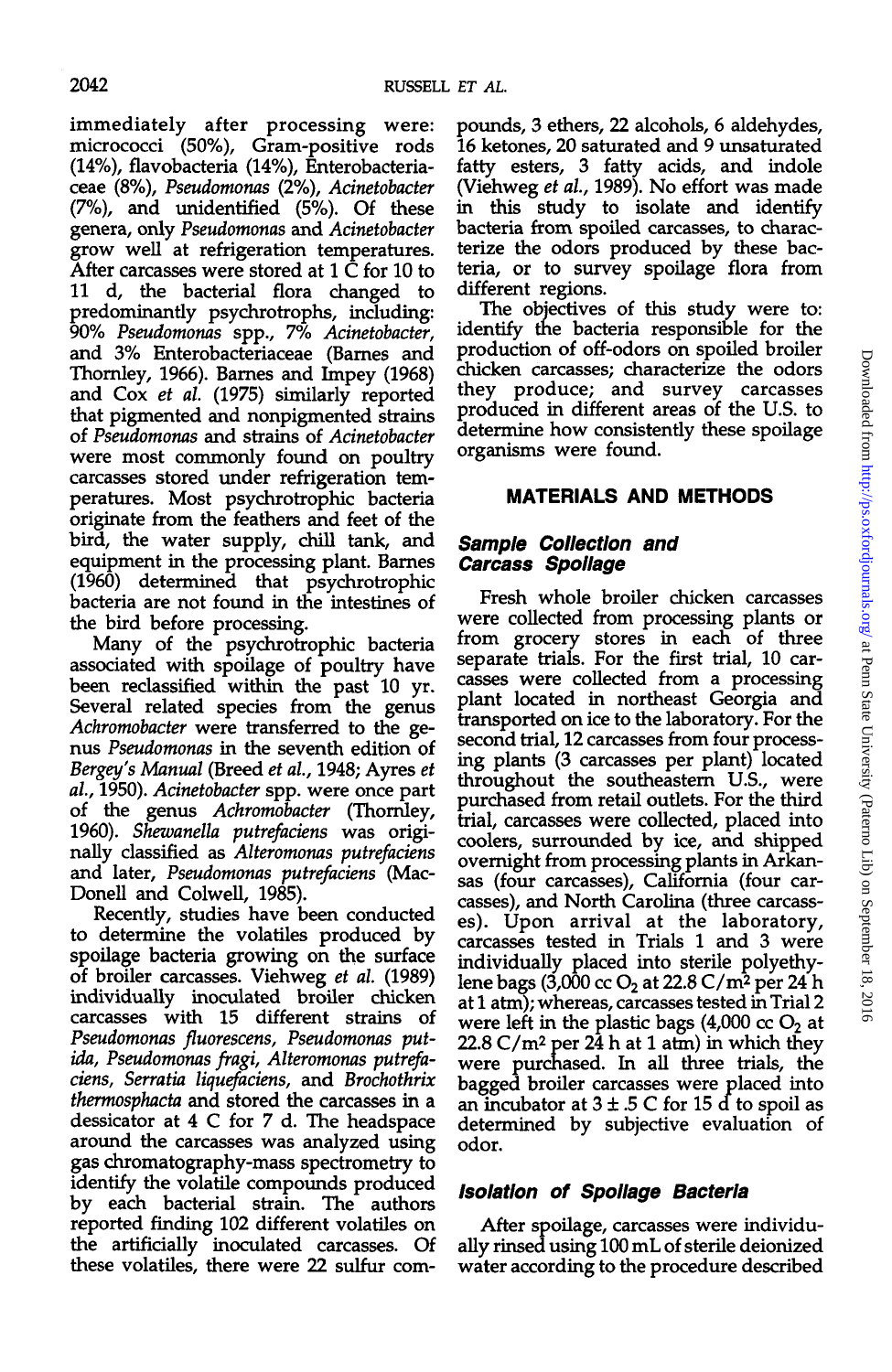immediately after processing were: micrococci (50%), Gram-positive rods (14%), flavobacteria (14%), Enterobacteriaceae (8%), *Pseudomonas* (2%), *Acinetobacter* (7%), and unidentified (5%). Of these genera, only *Pseudomonas* and *Acinetobacter* grow well at refrigeration temperatures. After carcasses were stored at 1 C for 10 to 11 d, the bacterial flora changed to predominantly psychrotrophs, including: 90% *Pseudomonas* spp., 7% *Acinetobacter*, and 3% Enterobacteriaceae (Barnes and Thornley, 1966). Barnes and Impey (1968) and Cox *et al.* (1975) similarly reported that pigmented and nonpigmented strains of *Pseudomonas* and strains of *Acinetobacter* were most commonly found on poultry carcasses stored under refrigeration temperatures. Most psychrotrophic bacteria originate from the feathers and feet of the bird, the water supply, chill tank, and equipment in the processing plant. Barnes (1960) determined that psychrotrophic bacteria are not found in the intestines of the bird before processing.

Many of the psychrotrophic bacteria associated with spoilage of poultry have been reclassified within the past 10 yr. Several related species from the genus *Achromobacter* were transferred to the genus *Pseudomonas* in the seventh edition of *Bergey's Manual* (Breed *et al.*, 1948; Ayres *et al.*, 1950). *Acinetobacter* spp. were once part of the genus *Achromobacter* (Thornley, 1960). *Shewanella putrefaciens* was originally classified as *Alteromonas putrefaciens* and later, *Pseudomonas putrefaciens* (MacDonell and Colwell, 1985).

Recently, studies have been conducted to determine the volatiles produced by spoilage bacteria growing on the surface of broiler carcasses. Viehweg *et al.* (1989) individually inoculated broiler chicken carcasses with 15 different strains of *Pseudomonas fluorescens*, *Pseudomonas putida*, *Pseudomonas fragi*, *Alteromonas putrefaciens*, *Serratia liquefaciens*, and *Brochothrix thermosphacta* and stored the carcasses in a dessicator at 4 C for 7 d. The headspace around the carcasses was analyzed using gas chromatography-mass spectrometry to identify the volatile compounds produced by each bacterial strain. The authors reported finding 102 different volatiles on the artificially inoculated carcasses. Of these volatiles, there were 22 sulfur compounds, 3 ethers, 22 alcohols, 6 aldehydes, 16 ketones, 20 saturated and 9 unsaturated fatty esters, 3 fatty acids, and indole (Viehweg *et al.*, 1989). No effort was made in this study to isolate and identify bacteria from spoiled carcasses, to characterize the odors produced by these bacteria, or to survey spoilage flora from different regions.

The objectives of this study were to: identify the bacteria responsible for the production of off-odors on spoiled broiler chicken carcasses; characterize the odors they produce; and survey carcasses produced in different areas of the U.S. to determine how consistently these spoilage organisms were found.

## MATERIALS AND METHODS

### Sample Collection and Carcass Spoilage

Fresh whole broiler chicken carcasses were collected from processing plants or from grocery stores in each of three separate trials. For the first trial, 10 carcasses were collected from a processing plant located in northeast Georgia and transported on ice to the laboratory. For the second trial, 12 carcasses from four processing plants (3 carcasses per plant) located throughout the southeastern U.S., were purchased from retail outlets. For the third trial, carcasses were collected, placed into coolers, surrounded by ice, and shipped overnight from processing plants in Arkansas (four carcasses), California (four carcasses), and North Carolina (three carcasses). Upon arrival at the laboratory, carcasses tested in Trials 1 and 3 were individually placed into sterile polyethylene bags (3,000 cc $O_2$ at 22.8 C/$m^2$ per 24 h at 1 atm); whereas, carcasses tested in Trial 2 were left in the plastic bags (4,000 cc $O_2$ at 22.8 C/$m^2$ per 24 h at 1 atm) in which they were purchased. In all three trials, the bagged broiler carcasses were placed into an incubator at $3 \pm .5$ C for 15 d to spoil as determined by subjective evaluation of odor.

### Isolation of Spoilage Bacteria

After spoilage, carcasses were individually rinsed using 100 mL of sterile deionized water according to the procedure described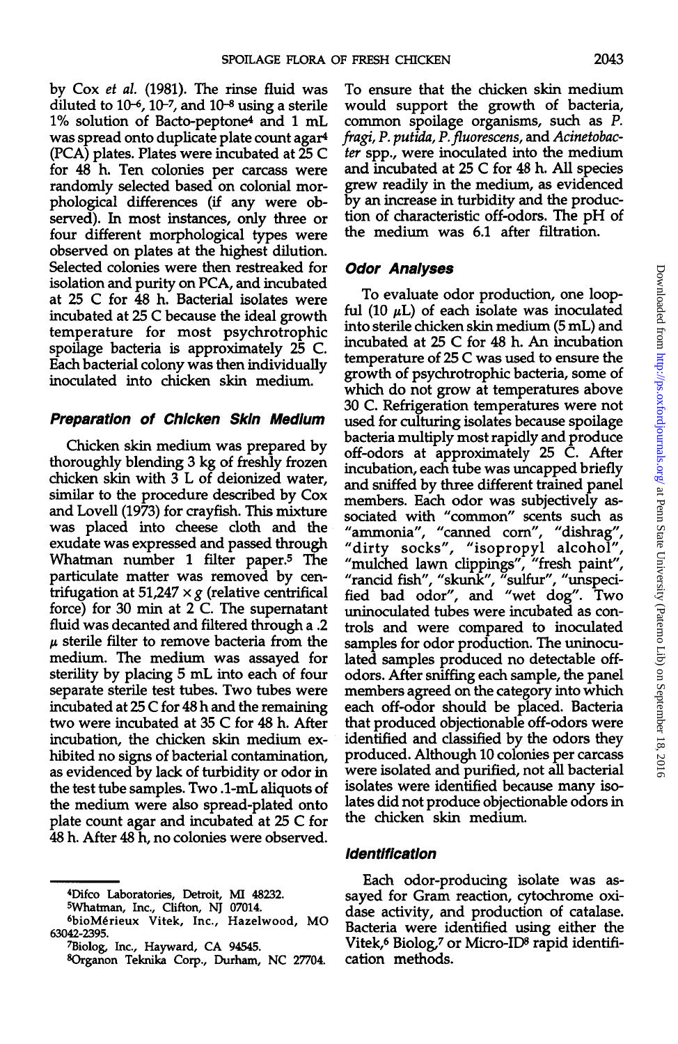by Cox *et al.* (1981). The rinse fluid was diluted to $10^{-6}$, $10^{-7}$, and $10^{-8}$ using a sterile 1% solution of Bacto-peptone[4] and 1 mL was spread onto duplicate plate count agar[4] (PCA) plates. Plates were incubated at 25 C for 48 h. Ten colonies per carcass were randomly selected based on colonial morphological differences (if any were observed). In most instances, only three or four different morphological types were observed on plates at the highest dilution. Selected colonies were then restreaked for isolation and purity on PCA, and incubated at 25 C for 48 h. Bacterial isolates were incubated at 25 C because the ideal growth temperature for most psychrotrophic spoilage bacteria is approximately 25 C. Each bacterial colony was then individually inoculated into chicken skin medium.

### Preparation of Chicken Skin Medium

Chicken skin medium was prepared by thoroughly blending 3 kg of freshly frozen chicken skin with 3 L of deionized water, similar to the procedure described by Cox and Lovell (1973) for crayfish. This mixture was placed into cheese cloth and the exudate was expressed and passed through Whatman number 1 filter paper.[5] The particulate matter was removed by centrifugation at 51,247 × *g* (relative centrifical force) for 30 min at 2 C. The supernatant fluid was decanted and filtered through a .2 μ sterile filter to remove bacteria from the medium. The medium was assayed for sterility by placing 5 mL into each of four separate sterile test tubes. Two tubes were incubated at 25 C for 48 h and the remaining two were incubated at 35 C for 48 h. After incubation, the chicken skin medium exhibited no signs of bacterial contamination, as evidenced by lack of turbidity or odor in the test tube samples. Two .1-mL aliquots of the medium were also spread-plated onto plate count agar and incubated at 25 C for 48 h. After 48 h, no colonies were observed.

To ensure that the chicken skin medium would support the growth of bacteria, common spoilage organisms, such as *P. fragi*, *P. putida*, *P. fluorescens*, and *Acinetobacter* spp., were inoculated into the medium and incubated at 25 C for 48 h. All species grew readily in the medium, as evidenced by an increase in turbidity and the production of characteristic off-odors. The pH of the medium was 6.1 after filtration.

### Odor Analyses

To evaluate odor production, one loopful (10 μL) of each isolate was inoculated into sterile chicken skin medium (5 mL) and incubated at 25 C for 48 h. An incubation temperature of 25 C was used to ensure the growth of psychrotrophic bacteria, some of which do not grow at temperatures above 30 C. Refrigeration temperatures were not used for culturing isolates because spoilage bacteria multiply most rapidly and produce off-odors at approximately 25 C. After incubation, each tube was uncapped briefly and sniffed by three different trained panel members. Each odor was subjectively associated with "common" scents such as "ammonia", "canned corn", "dishrag", "dirty socks", "isopropyl alcohol", "mulched lawn clippings", "fresh paint", "rancid fish", "skunk", "sulfur", "unspecified bad odor", and "wet dog". Two uninoculated tubes were incubated as controls and were compared to inoculated samples for odor production. The uninoculated samples produced no detectable off-odors. After sniffing each sample, the panel members agreed on the category into which each off-odor should be placed. Bacteria that produced objectionable off-odors were identified and classified by the odors they produced. Although 10 colonies per carcass were isolated and purified, not all bacterial isolates were identified because many isolates did not produce objectionable odors in the chicken skin medium.

### Identification

Each odor-producing isolate was assayed for Gram reaction, cytochrome oxidase activity, and production of catalase. Bacteria were identified using either the Vitek,[6] Biolog,[7] or Micro-ID[8] rapid identification methods.

[4]Difco Laboratories, Detroit, MI 48232.

[5]Whatman, Inc., Clifton, NJ 07014.

[6]bioMérieux Vitek, Inc., Hazelwood, MO 63042-2395.

[7]Biolog, Inc., Hayward, CA 94545.

[8]Organon Teknika Corp., Durham, NC 27704.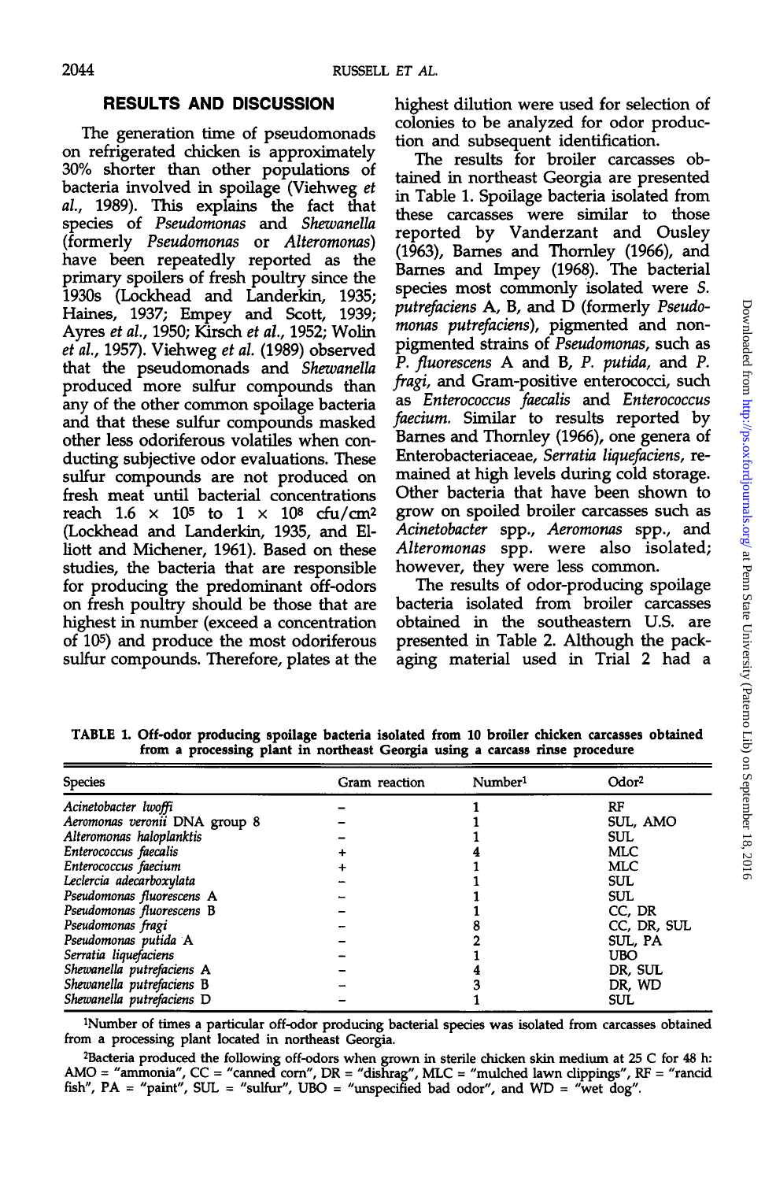## RESULTS AND DISCUSSION

The generation time of pseudomonads on refrigerated chicken is approximately 30% shorter than other populations of bacteria involved in spoilage (Viehweg *et al.*, 1989). This explains the fact that species of *Pseudomonas* and *Shewanella* (formerly *Pseudomonas* or *Alteromonas*) have been repeatedly reported as the primary spoilers of fresh poultry since the 1930s (Lockhead and Landerkin, 1935; Haines, 1937; Empey and Scott, 1939; Ayres *et al.*, 1950; Kirsch *et al.*, 1952; Wolin *et al.*, 1957). Viehweg *et al.* (1989) observed that the pseudomonads and *Shewanella* produced more sulfur compounds than any of the other common spoilage bacteria and that these sulfur compounds masked other less odoriferous volatiles when conducting subjective odor evaluations. These sulfur compounds are not produced on fresh meat until bacterial concentrations reach $1.6 \times 10^5$ to $1 \times 10^8$ cfu/cm$^2$ (Lockhead and Landerkin, 1935, and Elliott and Michener, 1961). Based on these studies, the bacteria that are responsible for producing the predominant off-odors on fresh poultry should be those that are highest in number (exceed a concentration of $10^5$) and produce the most odoriferous sulfur compounds. Therefore, plates at the highest dilution were used for selection of colonies to be analyzed for odor production and subsequent identification.

The results for broiler carcasses obtained in northeast Georgia are presented in Table 1. Spoilage bacteria isolated from these carcasses were similar to those reported by Vanderzant and Ousley (1963), Barnes and Thornley (1966), and Barnes and Impey (1968). The bacterial species most commonly isolated were *S. putrefaciens* A, B, and D (formerly *Pseudomonas putrefaciens*), pigmented and nonpigmented strains of *Pseudomonas*, such as *P. fluorescens* A and B, *P. putida*, and *P. fragi*, and Gram-positive enterococci, such as *Enterococcus faecalis* and *Enterococcus faecium*. Similar to results reported by Barnes and Thornley (1966), one genera of Enterobacteriaceae, *Serratia liquefaciens*, remained at high levels during cold storage. Other bacteria that have been shown to grow on spoiled broiler carcasses such as *Acinetobacter* spp., *Aeromonas* spp., and *Alteromonas* spp. were also isolated; however, they were less common.

The results of odor-producing spoilage bacteria isolated from broiler carcasses obtained in the southeastern U.S. are presented in Table 2. Although the packaging material used in Trial 2 had a

TABLE 1. Off-odor producing spoilage bacteria isolated from 10 broiler chicken carcasses obtained from a processing plant in northeast Georgia using a carcass rinse procedure

| Species | Gram reaction | Number[1] | Odor[2] |
|---|---|---|---|
| *Acinetobacter lwoffi* | – | 1 | RF |
| *Aeromonas veronii* DNA group 8 | – | 1 | SUL, AMO |
| *Alteromonas haloplanktis* | – | 1 | SUL |
| *Enterococcus faecalis* | + | 4 | MLC |
| *Enterococcus faecium* | + | 1 | MLC |
| *Leclercia adecarboxylata* | – | 1 | SUL |
| *Pseudomonas fluorescens* A | – | 1 | SUL |
| *Pseudomonas fluorescens* B | – | 1 | CC, DR |
| *Pseudomonas fragi* | – | 8 | CC, DR, SUL |
| *Pseudomonas putida* A | – | 2 | SUL, PA |
| *Serratia liquefaciens* | – | 1 | UBO |
| *Shewanella putrefaciens* A | – | 4 | DR, SUL |
| *Shewanella putrefaciens* B | – | 3 | DR, WD |
| *Shewanella putrefaciens* D | – | 1 | SUL |

[1]Number of times a particular off-odor producing bacterial species was isolated from carcasses obtained from a processing plant located in northeast Georgia.

[2]Bacteria produced the following off-odors when grown in sterile chicken skin medium at 25 C for 48 h: AMO = "ammonia", CC = "canned corn", DR = "dishrag", MLC = "mulched lawn clippings", RF = "rancid fish", PA = "paint", SUL = "sulfur", UBO = "unspecified bad odor", and WD = "wet dog".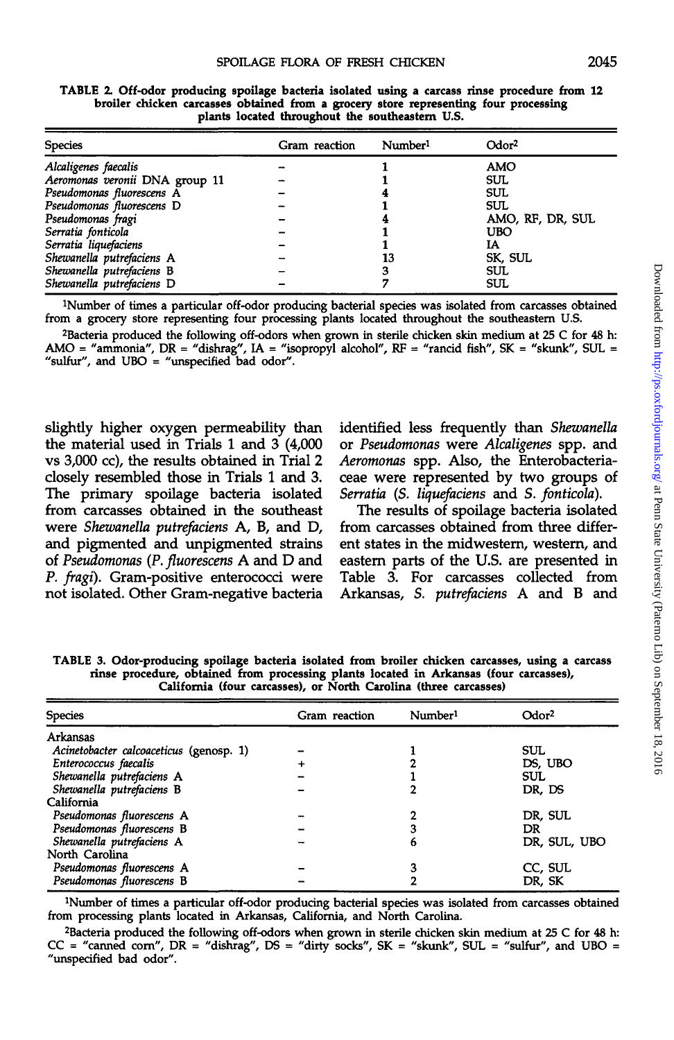**TABLE 2. Off-odor producing spoilage bacteria isolated using a carcass rinse procedure from 12 broiler chicken carcasses obtained from a grocery store representing four processing plants located throughout the southeastern U.S.**

| Species | Gram reaction | Number[1] | Odor[2] |
|---|---|---|---|
| *Alcaligenes faecalis* | – | 1 | AMO |
| *Aeromonas veronii* DNA group 11 | – | 1 | SUL |
| *Pseudomonas fluorescens* A | – | 4 | SUL |
| *Pseudomonas fluorescens* D | – | 1 | SUL |
| *Pseudomonas fragi* | – | 4 | AMO, RF, DR, SUL |
| *Serratia fonticola* | – | 1 | UBO |
| *Serratia liquefaciens* | – | 1 | IA |
| *Shewanella putrefaciens* A | – | 13 | SK, SUL |
| *Shewanella putrefaciens* B | – | 3 | SUL |
| *Shewanella putrefaciens* D | – | 7 | SUL |

[1]Number of times a particular off-odor producing bacterial species was isolated from carcasses obtained from a grocery store representing four processing plants located throughout the southeastern U.S.

[2]Bacteria produced the following off-odors when grown in sterile chicken skin medium at 25 C for 48 h: AMO = "ammonia", DR = "dishrag", IA = "isopropyl alcohol", RF = "rancid fish", SK = "skunk", SUL = "sulfur", and UBO = "unspecified bad odor".

slightly higher oxygen permeability than the material used in Trials 1 and 3 (4,000 vs 3,000 cc), the results obtained in Trial 2 closely resembled those in Trials 1 and 3. The primary spoilage bacteria isolated from carcasses obtained in the southeast were *Shewanella putrefaciens* A, B, and D, and pigmented and unpigmented strains of *Pseudomonas* (*P. fluorescens* A and D and *P. fragi*). Gram-positive enterococci were not isolated. Other Gram-negative bacteria identified less frequently than *Shewanella* or *Pseudomonas* were *Alcaligenes* spp. and *Aeromonas* spp. Also, the Enterobacteriaceae were represented by two groups of *Serratia* (*S. liquefaciens* and *S. fonticola*).

The results of spoilage bacteria isolated from carcasses obtained from three different states in the midwestern, western, and eastern parts of the U.S. are presented in Table 3. For carcasses collected from Arkansas, *S. putrefaciens* A and B and

**TABLE 3. Odor-producing spoilage bacteria isolated from broiler chicken carcasses, using a carcass rinse procedure, obtained from processing plants located in Arkansas (four carcasses), California (four carcasses), or North Carolina (three carcasses)**

| Species | Gram reaction | Number[1] | Odor[2] |
|---|---|---|---|
| Arkansas | | | |
| *Acinetobacter calcoaceticus* (genosp. 1) | – | 1 | SUL |
| *Enterococcus faecalis* | + | 2 | DS, UBO |
| *Shewanella putrefaciens* A | – | 1 | SUL |
| *Shewanella putrefaciens* B | – | 2 | DR, DS |
| California | | | |
| *Pseudomonas fluorescens* A | – | 2 | DR, SUL |
| *Pseudomonas fluorescens* B | – | 3 | DR |
| *Shewanella putrefaciens* A | – | 6 | DR, SUL, UBO |
| North Carolina | | | |
| *Pseudomonas fluorescens* A | – | 3 | CC, SUL |
| *Pseudomonas fluorescens* B | – | 2 | DR, SK |

[1]Number of times a particular off-odor producing bacterial species was isolated from carcasses obtained from processing plants located in Arkansas, California, and North Carolina.

[2]Bacteria produced the following off-odors when grown in sterile chicken skin medium at 25 C for 48 h: CC = "canned corn", DR = "dishrag", DS = "dirty socks", SK = "skunk", SUL = "sulfur", and UBO = "unspecified bad odor".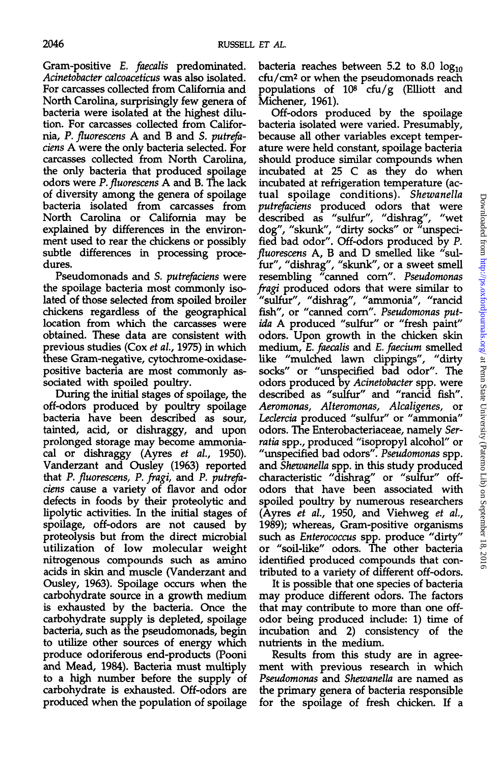Gram-positive *E. faecalis* predominated. *Acinetobacter calcoaceticus* was also isolated. For carcasses collected from California and North Carolina, surprisingly few genera of bacteria were isolated at the highest dilution. For carcasses collected from California, *P. fluorescens* A and B and *S. putrefaciens* A were the only bacteria selected. For carcasses collected from North Carolina, the only bacteria that produced spoilage odors were *P. fluorescens* A and B. The lack of diversity among the genera of spoilage bacteria isolated from carcasses from North Carolina or California may be explained by differences in the environment used to rear the chickens or possibly subtle differences in processing procedures.

Pseudomonads and *S. putrefaciens* were the spoilage bacteria most commonly isolated of those selected from spoiled broiler chickens regardless of the geographical location from which the carcasses were obtained. These data are consistent with previous studies (Cox *et al.*, 1975) in which these Gram-negative, cytochrome-oxidase-positive bacteria are most commonly associated with spoiled poultry.

During the initial stages of spoilage, the off-odors produced by poultry spoilage bacteria have been described as sour, tainted, acid, or dishraggy, and upon prolonged storage may become ammoniacal or dishraggy (Ayres *et al.*, 1950). Vanderzant and Ousley (1963) reported that *P. fluorescens*, *P. fragi*, and *P. putrefaciens* cause a variety of flavor and odor defects in foods by their proteolytic and lipolytic activities. In the initial stages of spoilage, off-odors are not caused by proteolysis but from the direct microbial utilization of low molecular weight nitrogenous compounds such as amino acids in skin and muscle (Vanderzant and Ousley, 1963). Spoilage occurs when the carbohydrate source in a growth medium is exhausted by the bacteria. Once the carbohydrate supply is depleted, spoilage bacteria, such as the pseudomonads, begin to utilize other sources of energy which produce odoriferous end-products (Pooni and Mead, 1984). Bacteria must multiply to a high number before the supply of carbohydrate is exhausted. Off-odors are produced when the population of spoilage bacteria reaches between 5.2 to 8.0 $\log_{10}$ cfu/cm$^2$ or when the pseudomonads reach populations of $10^8$ cfu/g (Elliott and Michener, 1961).

Off-odors produced by the spoilage bacteria isolated were varied. Presumably, because all other variables except temperature were held constant, spoilage bacteria should produce similar compounds when incubated at 25 C as they do when incubated at refrigeration temperature (actual spoilage conditions). *Shewanella putrefaciens* produced odors that were described as "sulfur", "dishrag", "wet dog", "skunk", "dirty socks" or "unspecified bad odor". Off-odors produced by *P. fluorescens* A, B and D smelled like "sulfur", "dishrag", "skunk", or a sweet smell resembling "canned corn". *Pseudomonas fragi* produced odors that were similar to "sulfur", "dishrag", "ammonia", "rancid fish", or "canned corn". *Pseudomonas putida* A produced "sulfur" or "fresh paint" odors. Upon growth in the chicken skin medium, *E. faecalis* and *E. faecium* smelled like "mulched lawn clippings", "dirty socks" or "unspecified bad odor". The odors produced by *Acinetobacter* spp. were described as "sulfur" and "rancid fish". *Aeromonas*, *Alteromonas*, *Alcaligenes*, or *Leclercia* produced "sulfur" or "ammonia" odors. The Enterobacteriaceae, namely *Serratia* spp., produced "isopropyl alcohol" or "unspecified bad odors". *Pseudomonas* spp. and *Shewanella* spp. in this study produced characteristic "dishrag" or "sulfur" off-odors that have been associated with spoiled poultry by numerous researchers (Ayres *et al.*, 1950, and Viehweg *et al.*, 1989); whereas, Gram-positive organisms such as *Enterococcus* spp. produce "dirty" or "soil-like" odors. The other bacteria identified produced compounds that contributed to a variety of different off-odors.

It is possible that one species of bacteria may produce different odors. The factors that may contribute to more than one off-odor being produced include: 1) time of incubation and 2) consistency of the nutrients in the medium.

Results from this study are in agreement with previous research in which *Pseudomonas* and *Shewanella* are named as the primary genera of bacteria responsible for the spoilage of fresh chicken. If a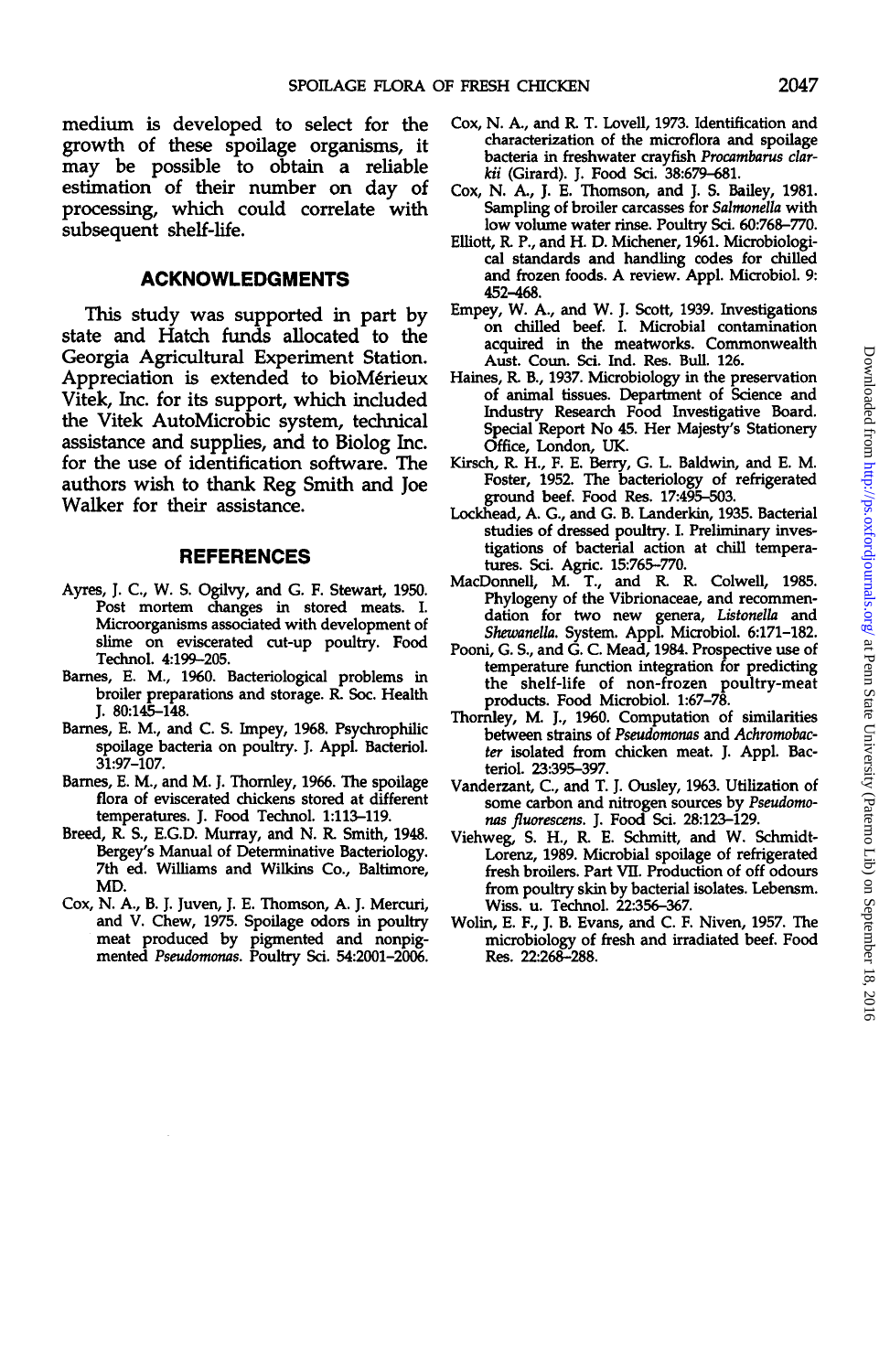medium is developed to select for the growth of these spoilage organisms, it may be possible to obtain a reliable estimation of their number on day of processing, which could correlate with subsequent shelf-life.

## ACKNOWLEDGMENTS

This study was supported in part by state and Hatch funds allocated to the Georgia Agricultural Experiment Station. Appreciation is extended to bioMérieux Vitek, Inc. for its support, which included the Vitek AutoMicrobic system, technical assistance and supplies, and to Biolog Inc. for the use of identification software. The authors wish to thank Reg Smith and Joe Walker for their assistance.

## REFERENCES

Ayres, J. C., W. S. Ogilvy, and G. F. Stewart, 1950. Post mortem changes in stored meats. I. Microorganisms associated with development of slime on eviscerated cut-up poultry. Food Technol. 4:199–205.

Barnes, E. M., 1960. Bacteriological problems in broiler preparations and storage. R. Soc. Health J. 80:145–148.

Barnes, E. M., and C. S. Impey, 1968. Psychrophilic spoilage bacteria on poultry. J. Appl. Bacteriol. 31:97–107.

Barnes, E. M., and M. J. Thornley, 1966. The spoilage flora of eviscerated chickens stored at different temperatures. J. Food Technol. 1:113–119.

Breed, R. S., E.G.D. Murray, and N. R. Smith, 1948. Bergey's Manual of Determinative Bacteriology. 7th ed. Williams and Wilkins Co., Baltimore, MD.

Cox, N. A., B. J. Juven, J. E. Thomson, A. J. Mercuri, and V. Chew, 1975. Spoilage odors in poultry meat produced by pigmented and nonpigmented *Pseudomonas*. Poultry Sci. 54:2001–2006.

Cox, N. A., and R. T. Lovell, 1973. Identification and characterization of the microflora and spoilage bacteria in freshwater crayfish *Procambarus clarkii* (Girard). J. Food Sci. 38:679–681.

Cox, N. A., J. E. Thomson, and J. S. Bailey, 1981. Sampling of broiler carcasses for *Salmonella* with low volume water rinse. Poultry Sci. 60:768–770.

Elliott, R. P., and H. D. Michener, 1961. Microbiological standards and handling codes for chilled and frozen foods. A review. Appl. Microbiol. 9: 452–468.

Empey, W. A., and W. J. Scott, 1939. Investigations on chilled beef. I. Microbial contamination acquired in the meatworks. Commonwealth Aust. Coun. Sci. Ind. Res. Bull. 126.

Haines, R. B., 1937. Microbiology in the preservation of animal tissues. Department of Science and Industry Research Food Investigative Board. Special Report No 45. Her Majesty's Stationery Office, London, UK.

Kirsch, R. H., F. E. Berry, G. L. Baldwin, and E. M. Foster, 1952. The bacteriology of refrigerated ground beef. Food Res. 17:495–503.

Lockhead, A. G., and G. B. Landerkin, 1935. Bacterial studies of dressed poultry. I. Preliminary investigations of bacterial action at chill temperatures. Sci. Agric. 15:765–770.

MacDonnell, M. T., and R. R. Colwell, 1985. Phylogeny of the Vibrionaceae, and recommendation for two new genera, *Listonella* and *Shewanella*. System. Appl. Microbiol. 6:171–182.

Pooni, G. S., and G. C. Mead, 1984. Prospective use of temperature function integration for predicting the shelf-life of non-frozen poultry-meat products. Food Microbiol. 1:67–78.

Thornley, M. J., 1960. Computation of similarities between strains of *Pseudomonas* and *Achromobacter* isolated from chicken meat. J. Appl. Bacteriol. 23:395–397.

Vanderzant, C., and T. J. Ousley, 1963. Utilization of some carbon and nitrogen sources by *Pseudomonas fluorescens*. J. Food Sci. 28:123–129.

Viehweg, S. H., R. E. Schmitt, and W. Schmidt-Lorenz, 1989. Microbial spoilage of refrigerated fresh broilers. Part VII. Production of off odours from poultry skin by bacterial isolates. Lebensm. Wiss. u. Technol. 22:356–367.

Wolin, E. F., J. B. Evans, and C. F. Niven, 1957. The microbiology of fresh and irradiated beef. Food Res. 22:268–288.